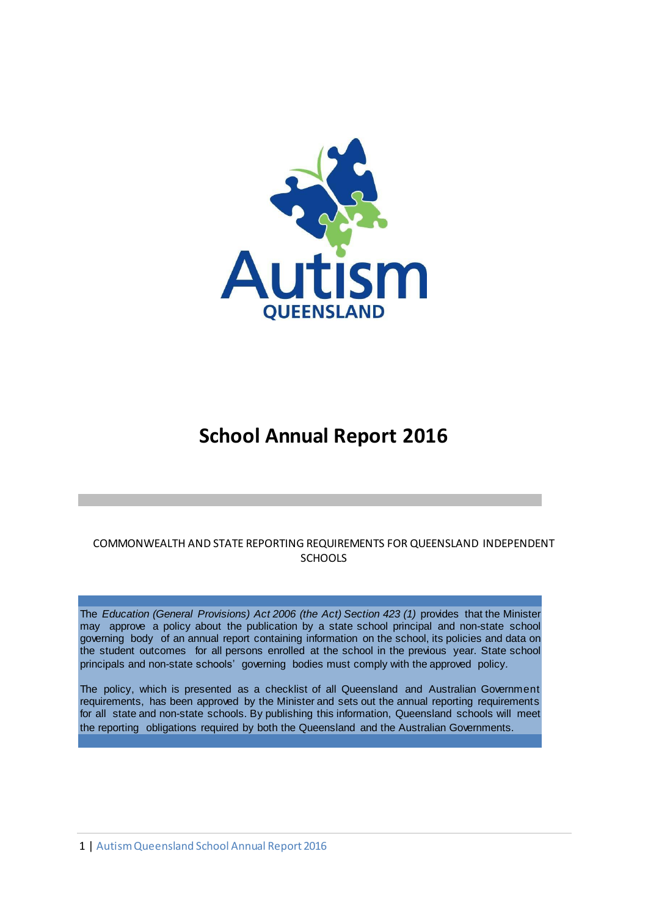Autism

QUEENSLAND

# School Annual Report 2016

COMMONWEALTH AND STATE REPORTING REQUIREMENTS FOR QUEENSLAND INDEPENDENT SCHOOLS

The *Education (General Provisions) Act 2006 (the Act) Section 423 (1)* provides that the Minister may approve a policy about the publication by a state school principal and non-state school governing body of an annual report containing information on the school, its policies and data on the student outcomes for all persons enrolled at the school in the previous year. State school principals and non-state schools' governing bodies must comply with the approved policy.

The policy, which is presented as a checklist of all Queensland and Australian Government requirements, has been approved by the Minister and sets out the annual reporting requirements for all state and non-state schools. By publishing this information, Queensland schools will meet the reporting obligations required by both the Queensland and the Australian Governments.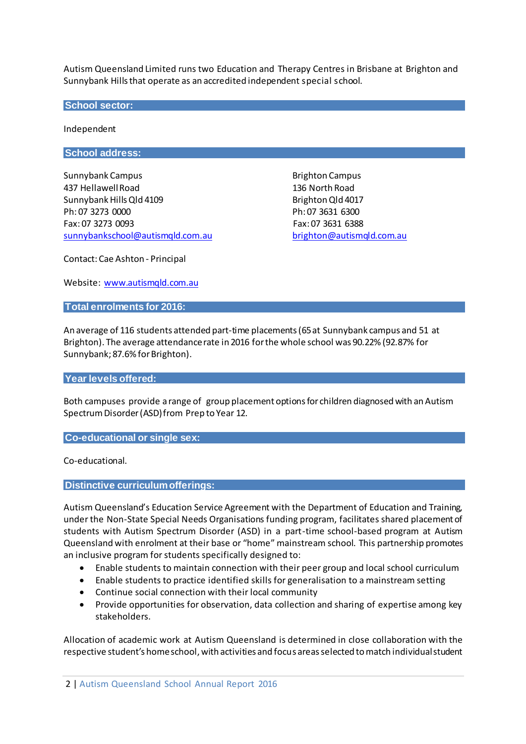Autism Queensland Limited runs two Education and Therapy Centres in Brisbane at Brighton and Sunnybank Hills that operate as an accredited independent special school.

## School sector:

Independent

## School address:

Sunnybank Campus
437 Hellawell Road
Sunnybank Hills Qld 4109
Ph: 07 3273 0000
Fax: 07 3273 0093
sunnybankschool@autismqld.com.au

Brighton Campus
136 North Road
Brighton Qld 4017
Ph: 07 3631 6300
Fax: 07 3631 6388
brighton@autismqld.com.au

Contact: Cae Ashton - Principal

Website: www.autismqld.com.au

## Total enrolments for 2016:

An average of 116 students attended part-time placements (65 at Sunnybank campus and 51 at Brighton). The average attendance rate in 2016 for the whole school was 90.22% (92.87% for Sunnybank; 87.6% for Brighton).

## Year levels offered:

Both campuses provide a range of group placement options for children diagnosed with an Autism Spectrum Disorder (ASD) from Prep to Year 12.

## Co-educational or single sex:

Co-educational.

## Distinctive curriculum offerings:

Autism Queensland's Education Service Agreement with the Department of Education and Training, under the Non-State Special Needs Organisations funding program, facilitates shared placement of students with Autism Spectrum Disorder (ASD) in a part-time school-based program at Autism Queensland with enrolment at their base or "home" mainstream school. This partnership promotes an inclusive program for students specifically designed to:

- Enable students to maintain connection with their peer group and local school curriculum
- Enable students to practice identified skills for generalisation to a mainstream setting
- Continue social connection with their local community
- Provide opportunities for observation, data collection and sharing of expertise among key stakeholders.

Allocation of academic work at Autism Queensland is determined in close collaboration with the respective student's home school, with activities and focus areas selected to match individual student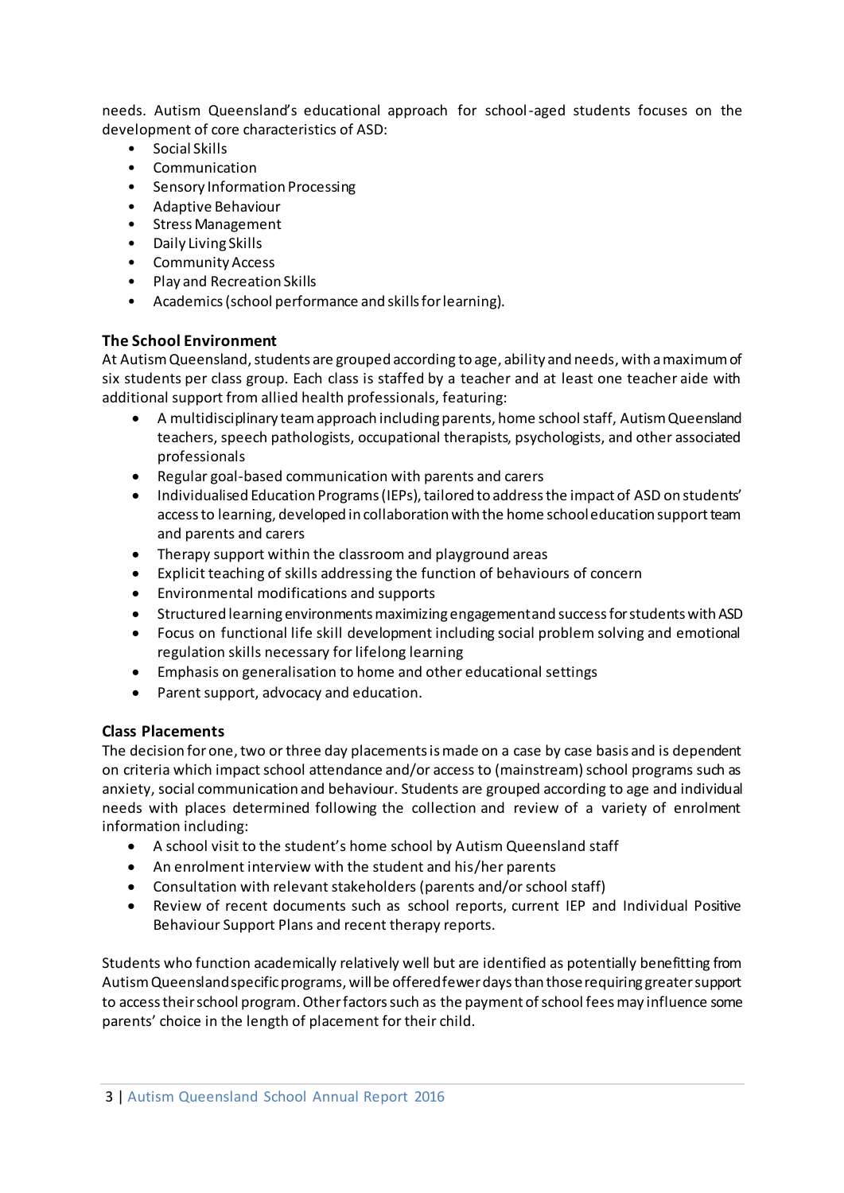needs. Autism Queensland's educational approach for school-aged students focuses on the development of core characteristics of ASD:

- Social Skills
- Communication
- Sensory Information Processing
- Adaptive Behaviour
- Stress Management
- Daily Living Skills
- Community Access
- Play and Recreation Skills
- Academics (school performance and skills for learning).

### The School Environment

At Autism Queensland, students are grouped according to age, ability and needs, with a maximum of six students per class group. Each class is staffed by a teacher and at least one teacher aide with additional support from allied health professionals, featuring:

- A multidisciplinary team approach including parents, home school staff, Autism Queensland teachers, speech pathologists, occupational therapists, psychologists, and other associated professionals
- Regular goal-based communication with parents and carers
- Individualised Education Programs (IEPs), tailored to address the impact of ASD on students' access to learning, developed in collaboration with the home school education support team and parents and carers
- Therapy support within the classroom and playground areas
- Explicit teaching of skills addressing the function of behaviours of concern
- Environmental modifications and supports
- Structured learning environments maximizing engagement and success for students with ASD
- Focus on functional life skill development including social problem solving and emotional regulation skills necessary for lifelong learning
- Emphasis on generalisation to home and other educational settings
- Parent support, advocacy and education.

### Class Placements

The decision for one, two or three day placements is made on a case by case basis and is dependent on criteria which impact school attendance and/or access to (mainstream) school programs such as anxiety, social communication and behaviour. Students are grouped according to age and individual needs with places determined following the collection and review of a variety of enrolment information including:

- A school visit to the student's home school by Autism Queensland staff
- An enrolment interview with the student and his/her parents
- Consultation with relevant stakeholders (parents and/or school staff)
- Review of recent documents such as school reports, current IEP and Individual Positive Behaviour Support Plans and recent therapy reports.

Students who function academically relatively well but are identified as potentially benefitting from Autism Queensland specific programs, will be offered fewer days than those requiring greater support to access their school program. Other factors such as the payment of school fees may influence some parents' choice in the length of placement for their child.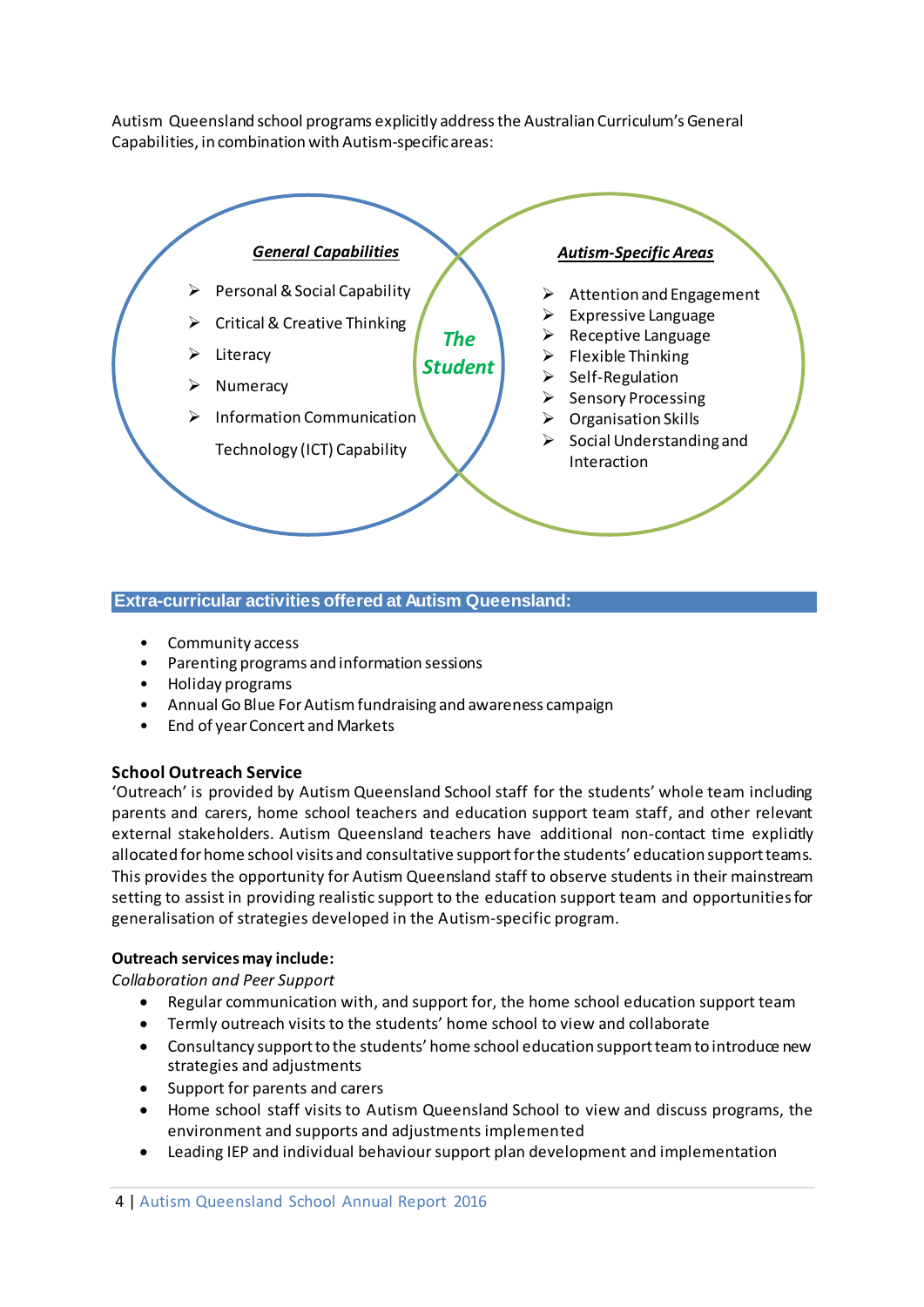Autism Queensland school programs explicitly address the Australian Curriculum's General Capabilities, in combination with Autism-specific areas:

***General Capabilities***

- Personal & Social Capability
- Critical & Creative Thinking
- Literacy
- Numeracy
- Information Communication Technology (ICT) Capability

***The Student***

***Autism-Specific Areas***

- Attention and Engagement
- Expressive Language
- Receptive Language
- Flexible Thinking
- Self-Regulation
- Sensory Processing
- Organisation Skills
- Social Understanding and Interaction

## Extra-curricular activities offered at Autism Queensland:

- Community access
- Parenting programs and information sessions
- Holiday programs
- Annual Go Blue For Autism fundraising and awareness campaign
- End of year Concert and Markets

### School Outreach Service

'Outreach' is provided by Autism Queensland School staff for the students' whole team including parents and carers, home school teachers and education support team staff, and other relevant external stakeholders. Autism Queensland teachers have additional non-contact time explicitly allocated for home school visits and consultative support for the students' education support teams. This provides the opportunity for Autism Queensland staff to observe students in their mainstream setting to assist in providing realistic support to the education support team and opportunities for generalisation of strategies developed in the Autism-specific program.

**Outreach services may include:**

*Collaboration and Peer Support*

- Regular communication with, and support for, the home school education support team
- Termly outreach visits to the students' home school to view and collaborate
- Consultancy support to the students' home school education support team to introduce new strategies and adjustments
- Support for parents and carers
- Home school staff visits to Autism Queensland School to view and discuss programs, the environment and supports and adjustments implemented
- Leading IEP and individual behaviour support plan development and implementation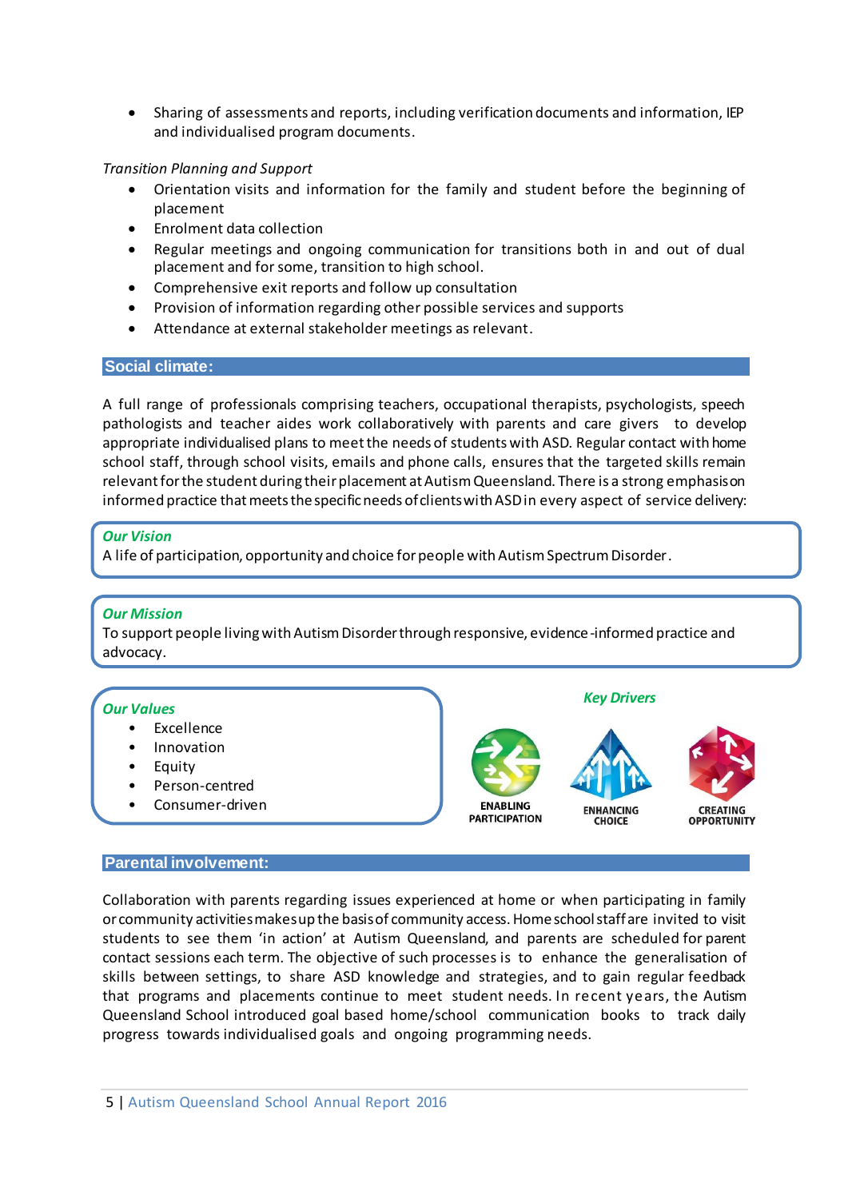- Sharing of assessments and reports, including verification documents and information, IEP and individualised program documents.

*Transition Planning and Support*

- Orientation visits and information for the family and student before the beginning of placement
- Enrolment data collection
- Regular meetings and ongoing communication for transitions both in and out of dual placement and for some, transition to high school.
- Comprehensive exit reports and follow up consultation
- Provision of information regarding other possible services and supports
- Attendance at external stakeholder meetings as relevant.

## Social climate:

A full range of professionals comprising teachers, occupational therapists, psychologists, speech pathologists and teacher aides work collaboratively with parents and care givers to develop appropriate individualised plans to meet the needs of students with ASD. Regular contact with home school staff, through school visits, emails and phone calls, ensures that the targeted skills remain relevant for the student during their placement at Autism Queensland. There is a strong emphasis on informed practice that meets the specific needs of clients with ASD in every aspect of service delivery:

***Our Vision***
A life of participation, opportunity and choice for people with Autism Spectrum Disorder.

***Our Mission***
To support people living with Autism Disorder through responsive, evidence-informed practice and advocacy.

***Our Values***

- Excellence
- Innovation
- Equity
- Person-centred
- Consumer-driven

***Key Drivers***

ENABLING PARTICIPATION

ENHANCING CHOICE

CREATING OPPORTUNITY

## Parental involvement:

Collaboration with parents regarding issues experienced at home or when participating in family or community activities makes up the basis of community access. Home school staff are invited to visit students to see them 'in action' at Autism Queensland, and parents are scheduled for parent contact sessions each term. The objective of such processes is to enhance the generalisation of skills between settings, to share ASD knowledge and strategies, and to gain regular feedback that programs and placements continue to meet student needs. In recent years, the Autism Queensland School introduced goal based home/school communication books to track daily progress towards individualised goals and ongoing programming needs.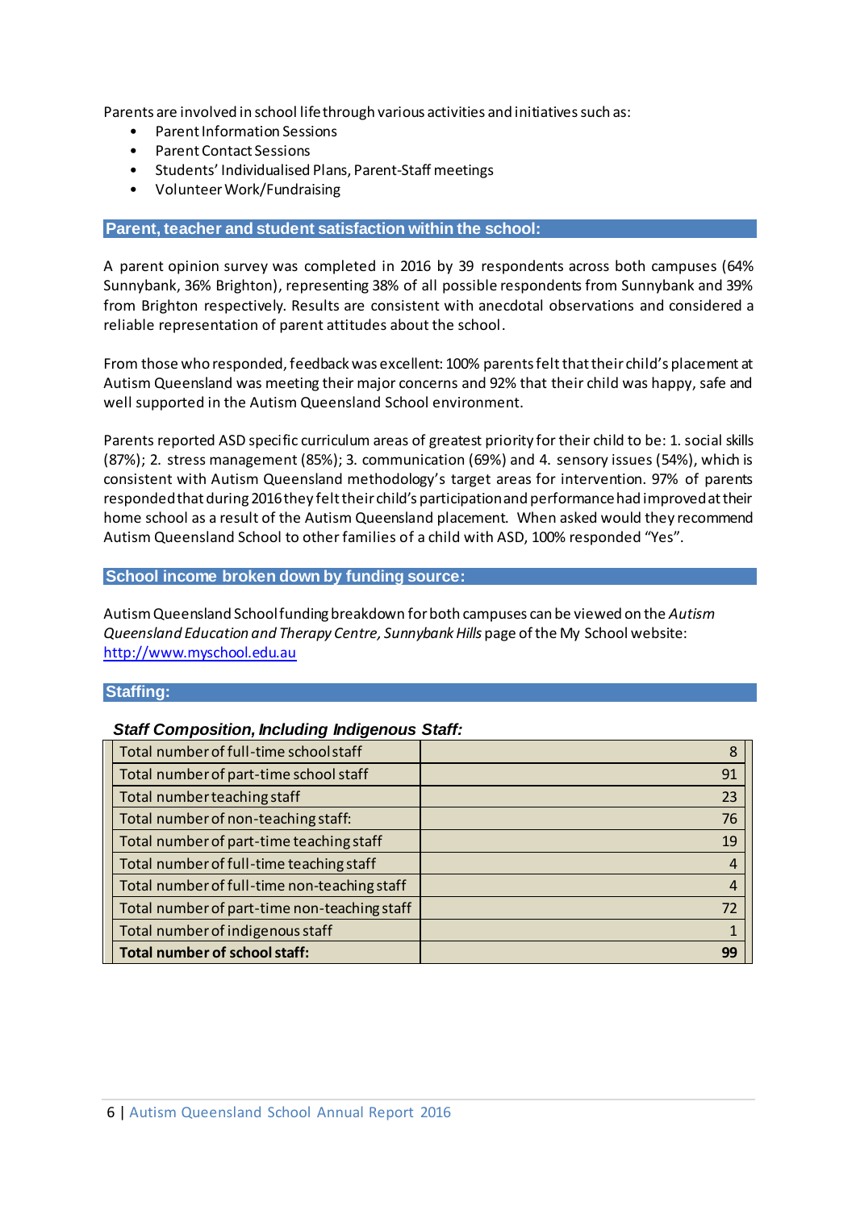Parents are involved in school life through various activities and initiatives such as:

- Parent Information Sessions
- Parent Contact Sessions
- Students' Individualised Plans, Parent-Staff meetings
- Volunteer Work/Fundraising

## Parent, teacher and student satisfaction within the school:

A parent opinion survey was completed in 2016 by 39 respondents across both campuses (64% Sunnybank, 36% Brighton), representing 38% of all possible respondents from Sunnybank and 39% from Brighton respectively. Results are consistent with anecdotal observations and considered a reliable representation of parent attitudes about the school.

From those who responded, feedback was excellent: 100% parents felt that their child's placement at Autism Queensland was meeting their major concerns and 92% that their child was happy, safe and well supported in the Autism Queensland School environment.

Parents reported ASD specific curriculum areas of greatest priority for their child to be: 1. social skills (87%); 2. stress management (85%); 3. communication (69%) and 4. sensory issues (54%), which is consistent with Autism Queensland methodology's target areas for intervention. 97% of parents responded that during 2016 they felt their child's participation and performance had improved at their home school as a result of the Autism Queensland placement. When asked would they recommend Autism Queensland School to other families of a child with ASD, 100% responded "Yes".

## School income broken down by funding source:

Autism Queensland School funding breakdown for both campuses can be viewed on the *Autism Queensland Education and Therapy Centre, Sunnybank Hills* page of the My School website: [http://www.myschool.edu.au](http://www.myschool.edu.au)

## Staffing:

### *Staff Composition, Including Indigenous Staff:*

| | |
|---|---:|
| Total number of full-time school staff | 8 |
| Total number of part-time school staff | 91 |
| Total number teaching staff | 23 |
| Total number of non-teaching staff: | 76 |
| Total number of part-time teaching staff | 19 |
| Total number of full-time teaching staff | 4 |
| Total number of full-time non-teaching staff | 4 |
| Total number of part-time non-teaching staff | 72 |
| Total number of indigenous staff | 1 |
| **Total number of school staff:** | **99** |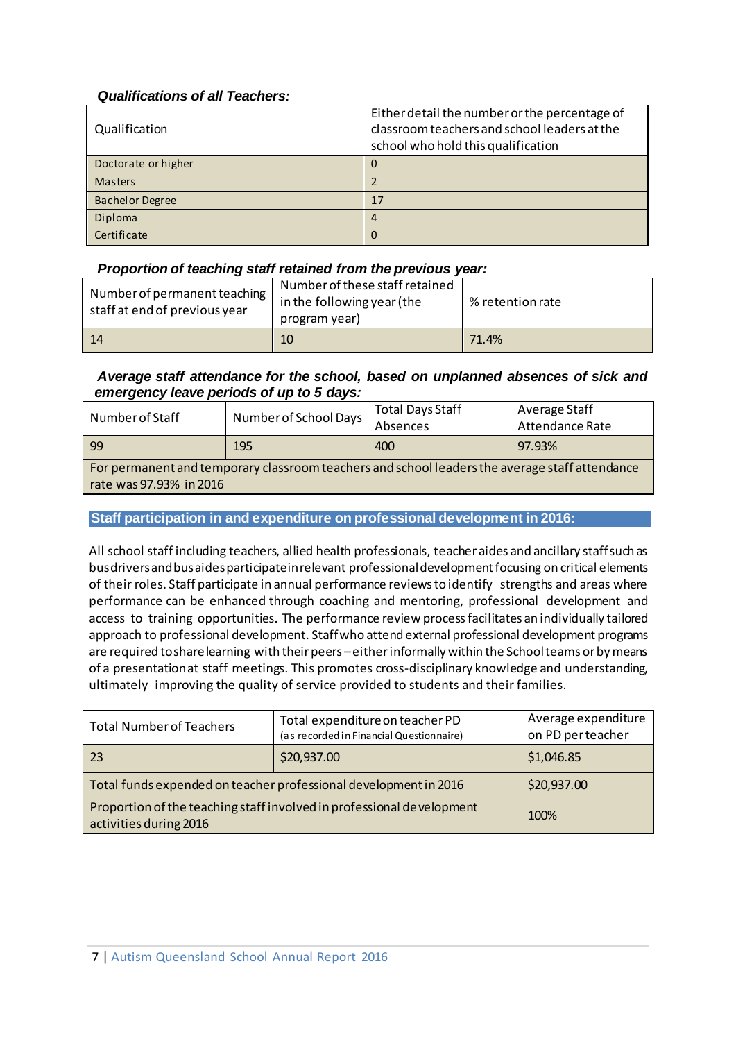### *Qualifications of all Teachers:*

| Qualification | Either detail the number or the percentage of classroom teachers and school leaders at the school who hold this qualification |
|---|---|
| Doctorate or higher | 0 |
| Masters | 2 |
| Bachelor Degree | 17 |
| Diploma | 4 |
| Certificate | 0 |

### *Proportion of teaching staff retained from the previous year:*

| Number of permanent teaching staff at end of previous year | Number of these staff retained in the following year (the program year) | % retention rate |
|---|---|---|
| 14 | 10 | 71.4% |

### *Average staff attendance for the school, based on unplanned absences of sick and emergency leave periods of up to 5 days:*

| Number of Staff | Number of School Days | Total Days Staff Absences | Average Staff Attendance Rate |
|---|---|---|---|
| 99 | 195 | 400 | 97.93% |
| For permanent and temporary classroom teachers and school leaders the average staff attendance rate was 97.93% in 2016 | | | |

## Staff participation in and expenditure on professional development in 2016:

All school staff including teachers, allied health professionals, teacher aides and ancillary staff such as bus drivers and bus aides participate in relevant professional development focusing on critical elements of their roles. Staff participate in annual performance reviews to identify strengths and areas where performance can be enhanced through coaching and mentoring, professional development and access to training opportunities. The performance review process facilitates an individually tailored approach to professional development. Staff who attend external professional development programs are required to share learning with their peers – either informally within the School teams or by means of a presentation at staff meetings. This promotes cross-disciplinary knowledge and understanding, ultimately improving the quality of service provided to students and their families.

| Total Number of Teachers | Total expenditure on teacher PD (as recorded in Financial Questionnaire) | Average expenditure on PD per teacher |
|---|---|---|
| 23 | $20,937.00 | $1,046.85 |
| Total funds expended on teacher professional development in 2016 | | $20,937.00 |
| Proportion of the teaching staff involved in professional development activities during 2016 | | 100% |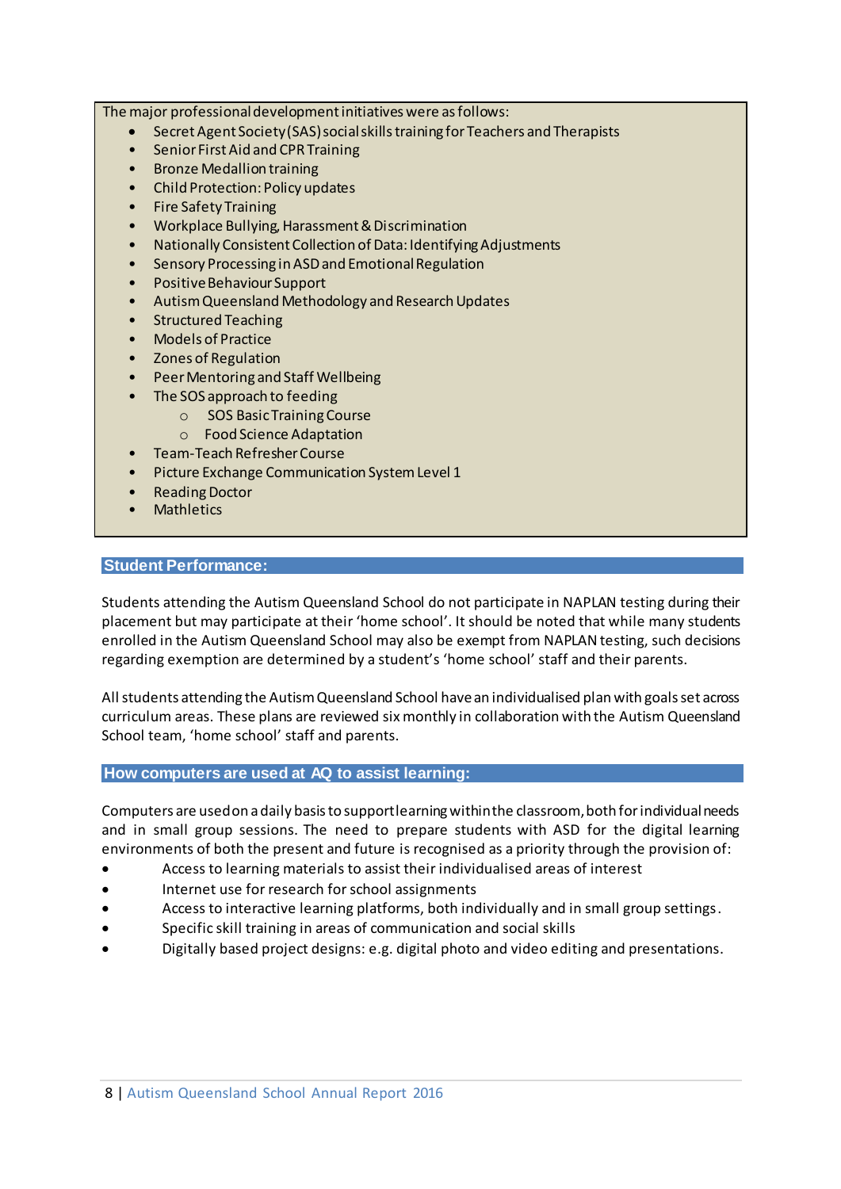The major professional development initiatives were as follows:

- Secret Agent Society (SAS) social skills training for Teachers and Therapists
- Senior First Aid and CPR Training
- Bronze Medallion training
- Child Protection: Policy updates
- Fire Safety Training
- Workplace Bullying, Harassment & Discrimination
- Nationally Consistent Collection of Data: Identifying Adjustments
- Sensory Processing in ASD and Emotional Regulation
- Positive Behaviour Support
- Autism Queensland Methodology and Research Updates
- Structured Teaching
- Models of Practice
- Zones of Regulation
- Peer Mentoring and Staff Wellbeing
- The SOS approach to feeding
  - SOS Basic Training Course
  - Food Science Adaptation
- Team-Teach Refresher Course
- Picture Exchange Communication System Level 1
- Reading Doctor
- Mathletics

## Student Performance:

Students attending the Autism Queensland School do not participate in NAPLAN testing during their placement but may participate at their 'home school'. It should be noted that while many students enrolled in the Autism Queensland School may also be exempt from NAPLAN testing, such decisions regarding exemption are determined by a student's 'home school' staff and their parents.

All students attending the Autism Queensland School have an individualised plan with goals set across curriculum areas. These plans are reviewed six monthly in collaboration with the Autism Queensland School team, 'home school' staff and parents.

## How computers are used at AQ to assist learning:

Computers are used on a daily basis to support learning within the classroom, both for individual needs and in small group sessions. The need to prepare students with ASD for the digital learning environments of both the present and future is recognised as a priority through the provision of:

- Access to learning materials to assist their individualised areas of interest
- Internet use for research for school assignments
- Access to interactive learning platforms, both individually and in small group settings.
- Specific skill training in areas of communication and social skills
- Digitally based project designs: e.g. digital photo and video editing and presentations.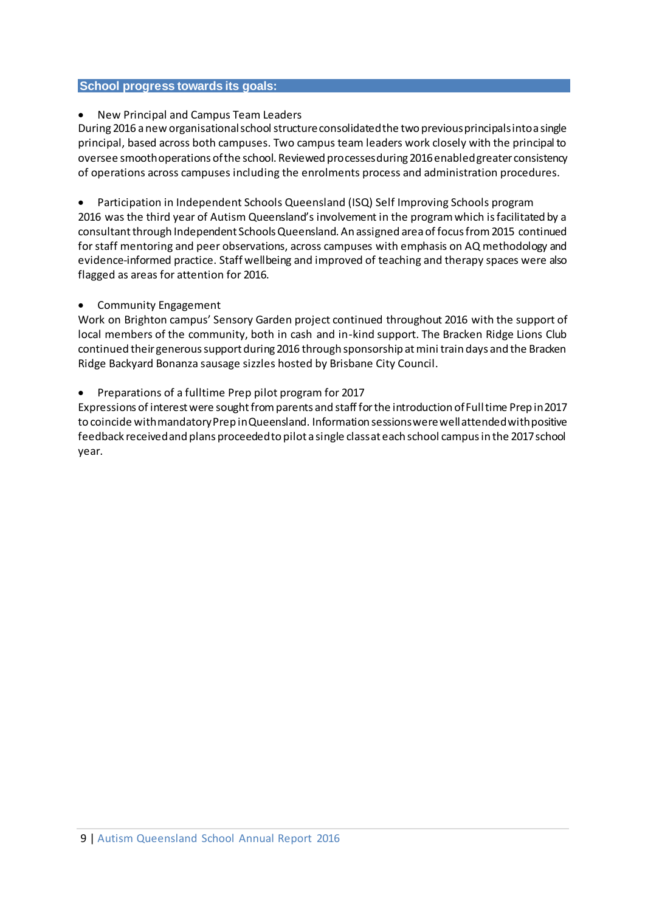## School progress towards its goals:

- New Principal and Campus Team Leaders

During 2016 a new organisational school structure consolidated the two previous principals into a single principal, based across both campuses. Two campus team leaders work closely with the principal to oversee smooth operations of the school. Reviewed processes during 2016 enabled greater consistency of operations across campuses including the enrolments process and administration procedures.

- Participation in Independent Schools Queensland (ISQ) Self Improving Schools program

2016 was the third year of Autism Queensland's involvement in the program which is facilitated by a consultant through Independent Schools Queensland. An assigned area of focus from 2015 continued for staff mentoring and peer observations, across campuses with emphasis on AQ methodology and evidence-informed practice. Staff wellbeing and improved of teaching and therapy spaces were also flagged as areas for attention for 2016.

- Community Engagement

Work on Brighton campus' Sensory Garden project continued throughout 2016 with the support of local members of the community, both in cash and in-kind support. The Bracken Ridge Lions Club continued their generous support during 2016 through sponsorship at mini train days and the Bracken Ridge Backyard Bonanza sausage sizzles hosted by Brisbane City Council.

- Preparations of a fulltime Prep pilot program for 2017

Expressions of interest were sought from parents and staff for the introduction of Full time Prep in 2017 to coincide with mandatory Prep in Queensland. Information sessions were well attended with positive feedback received and plans proceeded to pilot a single class at each school campus in the 2017 school year.